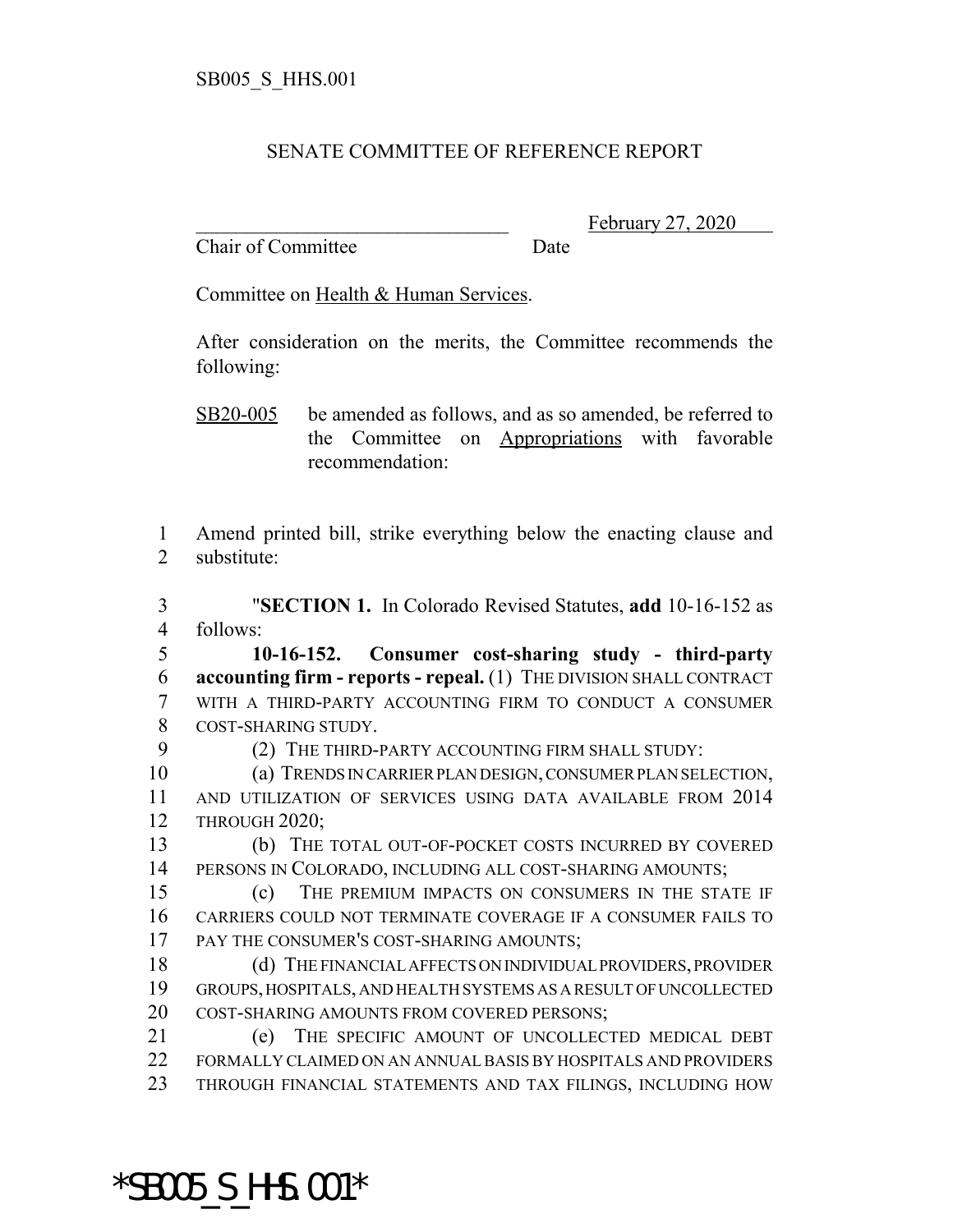SB005_S_HHS.001

SENATE COMMITTEE OF REFERENCE REPORT

________________________________ February 27, 2020
Chair of Committee Date

Committee on Health & Human Services.

After consideration on the merits, the Committee recommends the following:

SB20-005 be amended as follows, and as so amended, be referred to the Committee on Appropriations with favorable recommendation:

1 Amend printed bill, strike everything below the enacting clause and
2 substitute:

3 "**SECTION 1.** In Colorado Revised Statutes, **add** 10-16-152 as
4 follows:
5 **10-16-152. Consumer cost-sharing study - third-party**
6 **accounting firm - reports - repeal.** (1) THE DIVISION SHALL CONTRACT
7 WITH A THIRD-PARTY ACCOUNTING FIRM TO CONDUCT A CONSUMER
8 COST-SHARING STUDY.
9 (2) THE THIRD-PARTY ACCOUNTING FIRM SHALL STUDY:
10 (a) TRENDS IN CARRIER PLAN DESIGN, CONSUMER PLAN SELECTION,
11 AND UTILIZATION OF SERVICES USING DATA AVAILABLE FROM 2014
12 THROUGH 2020;
13 (b) THE TOTAL OUT-OF-POCKET COSTS INCURRED BY COVERED
14 PERSONS IN COLORADO, INCLUDING ALL COST-SHARING AMOUNTS;
15 (c) THE PREMIUM IMPACTS ON CONSUMERS IN THE STATE IF
16 CARRIERS COULD NOT TERMINATE COVERAGE IF A CONSUMER FAILS TO
17 PAY THE CONSUMER'S COST-SHARING AMOUNTS;
18 (d) THE FINANCIAL AFFECTS ON INDIVIDUAL PROVIDERS, PROVIDER
19 GROUPS, HOSPITALS, AND HEALTH SYSTEMS AS A RESULT OF UNCOLLECTED
20 COST-SHARING AMOUNTS FROM COVERED PERSONS;
21 (e) THE SPECIFIC AMOUNT OF UNCOLLECTED MEDICAL DEBT
22 FORMALLY CLAIMED ON AN ANNUAL BASIS BY HOSPITALS AND PROVIDERS
23 THROUGH FINANCIAL STATEMENTS AND TAX FILINGS, INCLUDING HOW

*SB005_S_HHS.001*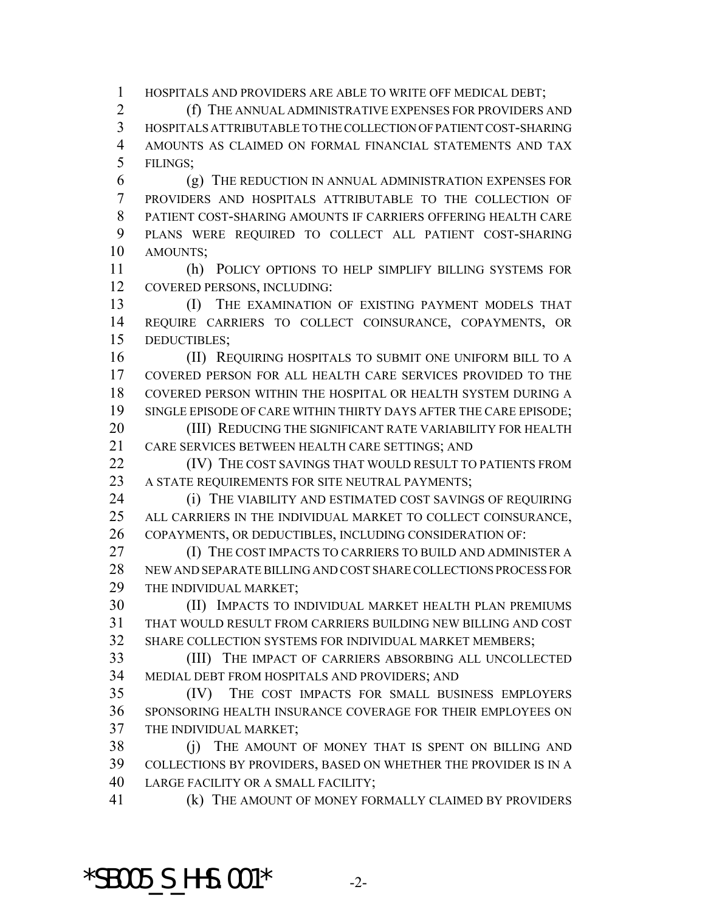HOSPITALS AND PROVIDERS ARE ABLE TO WRITE OFF MEDICAL DEBT;

(f) THE ANNUAL ADMINISTRATIVE EXPENSES FOR PROVIDERS AND HOSPITALS ATTRIBUTABLE TO THE COLLECTION OF PATIENT COST-SHARING AMOUNTS AS CLAIMED ON FORMAL FINANCIAL STATEMENTS AND TAX FILINGS;

(g) THE REDUCTION IN ANNUAL ADMINISTRATION EXPENSES FOR PROVIDERS AND HOSPITALS ATTRIBUTABLE TO THE COLLECTION OF PATIENT COST-SHARING AMOUNTS IF CARRIERS OFFERING HEALTH CARE PLANS WERE REQUIRED TO COLLECT ALL PATIENT COST-SHARING AMOUNTS;

(h) POLICY OPTIONS TO HELP SIMPLIFY BILLING SYSTEMS FOR COVERED PERSONS, INCLUDING:

(I) THE EXAMINATION OF EXISTING PAYMENT MODELS THAT REQUIRE CARRIERS TO COLLECT COINSURANCE, COPAYMENTS, OR DEDUCTIBLES;

(II) REQUIRING HOSPITALS TO SUBMIT ONE UNIFORM BILL TO A COVERED PERSON FOR ALL HEALTH CARE SERVICES PROVIDED TO THE COVERED PERSON WITHIN THE HOSPITAL OR HEALTH SYSTEM DURING A SINGLE EPISODE OF CARE WITHIN THIRTY DAYS AFTER THE CARE EPISODE;

(III) REDUCING THE SIGNIFICANT RATE VARIABILITY FOR HEALTH CARE SERVICES BETWEEN HEALTH CARE SETTINGS; AND

(IV) THE COST SAVINGS THAT WOULD RESULT TO PATIENTS FROM A STATE REQUIREMENTS FOR SITE NEUTRAL PAYMENTS;

(i) THE VIABILITY AND ESTIMATED COST SAVINGS OF REQUIRING ALL CARRIERS IN THE INDIVIDUAL MARKET TO COLLECT COINSURANCE, COPAYMENTS, OR DEDUCTIBLES, INCLUDING CONSIDERATION OF:

(I) THE COST IMPACTS TO CARRIERS TO BUILD AND ADMINISTER A NEW AND SEPARATE BILLING AND COST SHARE COLLECTIONS PROCESS FOR THE INDIVIDUAL MARKET;

(II) IMPACTS TO INDIVIDUAL MARKET HEALTH PLAN PREMIUMS THAT WOULD RESULT FROM CARRIERS BUILDING NEW BILLING AND COST SHARE COLLECTION SYSTEMS FOR INDIVIDUAL MARKET MEMBERS;

(III) THE IMPACT OF CARRIERS ABSORBING ALL UNCOLLECTED MEDIAL DEBT FROM HOSPITALS AND PROVIDERS; AND

(IV) THE COST IMPACTS FOR SMALL BUSINESS EMPLOYERS SPONSORING HEALTH INSURANCE COVERAGE FOR THEIR EMPLOYEES ON THE INDIVIDUAL MARKET;

(j) THE AMOUNT OF MONEY THAT IS SPENT ON BILLING AND COLLECTIONS BY PROVIDERS, BASED ON WHETHER THE PROVIDER IS IN A LARGE FACILITY OR A SMALL FACILITY;

(k) THE AMOUNT OF MONEY FORMALLY CLAIMED BY PROVIDERS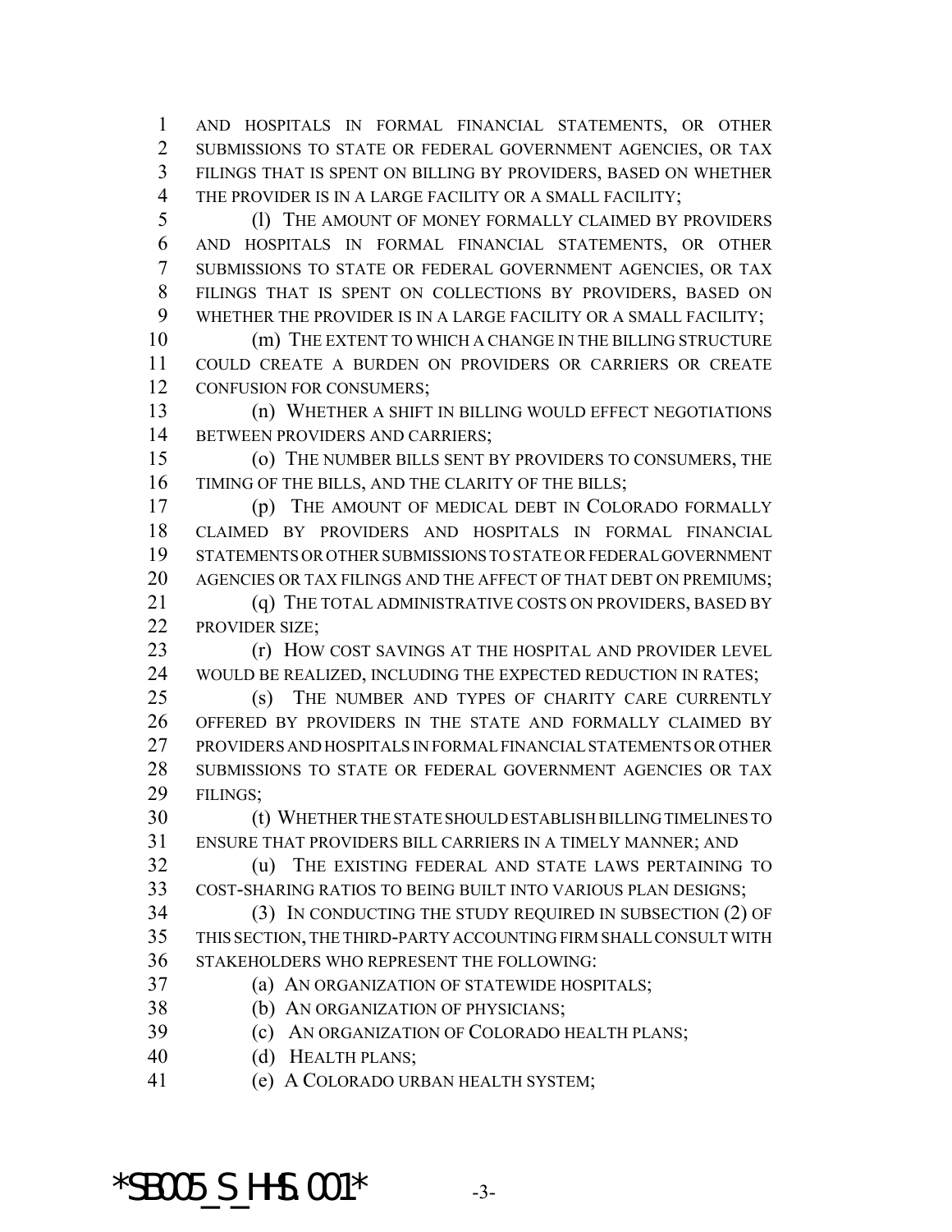AND HOSPITALS IN FORMAL FINANCIAL STATEMENTS, OR OTHER SUBMISSIONS TO STATE OR FEDERAL GOVERNMENT AGENCIES, OR TAX FILINGS THAT IS SPENT ON BILLING BY PROVIDERS, BASED ON WHETHER THE PROVIDER IS IN A LARGE FACILITY OR A SMALL FACILITY;

(l) THE AMOUNT OF MONEY FORMALLY CLAIMED BY PROVIDERS AND HOSPITALS IN FORMAL FINANCIAL STATEMENTS, OR OTHER SUBMISSIONS TO STATE OR FEDERAL GOVERNMENT AGENCIES, OR TAX FILINGS THAT IS SPENT ON COLLECTIONS BY PROVIDERS, BASED ON WHETHER THE PROVIDER IS IN A LARGE FACILITY OR A SMALL FACILITY;

(m) THE EXTENT TO WHICH A CHANGE IN THE BILLING STRUCTURE COULD CREATE A BURDEN ON PROVIDERS OR CARRIERS OR CREATE CONFUSION FOR CONSUMERS;

(n) WHETHER A SHIFT IN BILLING WOULD EFFECT NEGOTIATIONS BETWEEN PROVIDERS AND CARRIERS;

(o) THE NUMBER BILLS SENT BY PROVIDERS TO CONSUMERS, THE TIMING OF THE BILLS, AND THE CLARITY OF THE BILLS;

(p) THE AMOUNT OF MEDICAL DEBT IN COLORADO FORMALLY CLAIMED BY PROVIDERS AND HOSPITALS IN FORMAL FINANCIAL STATEMENTS OR OTHER SUBMISSIONS TO STATE OR FEDERAL GOVERNMENT AGENCIES OR TAX FILINGS AND THE AFFECT OF THAT DEBT ON PREMIUMS;

(q) THE TOTAL ADMINISTRATIVE COSTS ON PROVIDERS, BASED BY PROVIDER SIZE;

(r) HOW COST SAVINGS AT THE HOSPITAL AND PROVIDER LEVEL WOULD BE REALIZED, INCLUDING THE EXPECTED REDUCTION IN RATES;

(s) THE NUMBER AND TYPES OF CHARITY CARE CURRENTLY OFFERED BY PROVIDERS IN THE STATE AND FORMALLY CLAIMED BY PROVIDERS AND HOSPITALS IN FORMAL FINANCIAL STATEMENTS OR OTHER SUBMISSIONS TO STATE OR FEDERAL GOVERNMENT AGENCIES OR TAX FILINGS;

(t) WHETHER THE STATE SHOULD ESTABLISH BILLING TIMELINES TO ENSURE THAT PROVIDERS BILL CARRIERS IN A TIMELY MANNER; AND

(u) THE EXISTING FEDERAL AND STATE LAWS PERTAINING TO COST-SHARING RATIOS TO BEING BUILT INTO VARIOUS PLAN DESIGNS;

(3) IN CONDUCTING THE STUDY REQUIRED IN SUBSECTION (2) OF THIS SECTION, THE THIRD-PARTY ACCOUNTING FIRM SHALL CONSULT WITH STAKEHOLDERS WHO REPRESENT THE FOLLOWING:

(a) AN ORGANIZATION OF STATEWIDE HOSPITALS;

(b) AN ORGANIZATION OF PHYSICIANS;

(c) AN ORGANIZATION OF COLORADO HEALTH PLANS;

(d) HEALTH PLANS;

(e) A COLORADO URBAN HEALTH SYSTEM;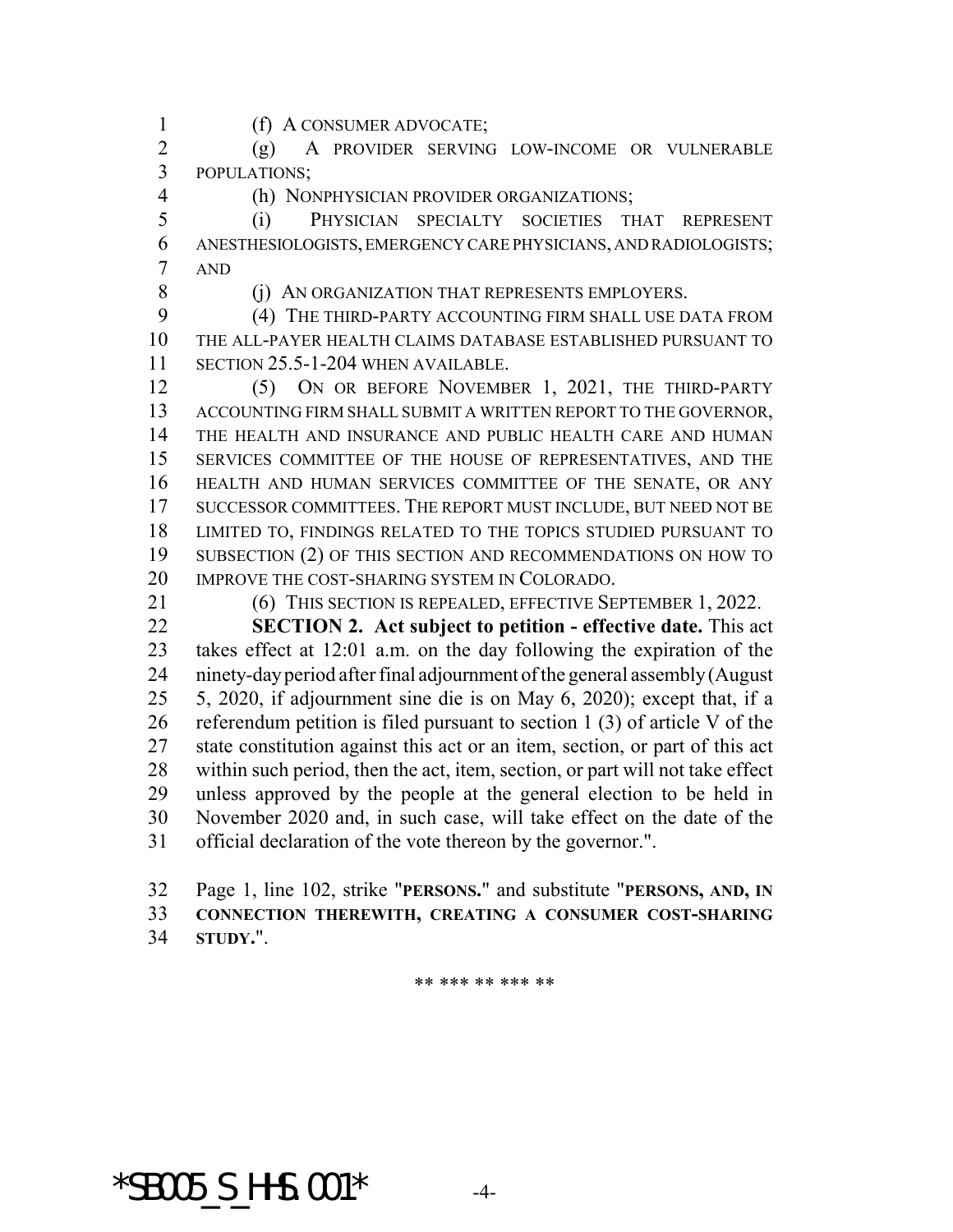(f) A CONSUMER ADVOCATE;

(g) A PROVIDER SERVING LOW-INCOME OR VULNERABLE POPULATIONS;

(h) NONPHYSICIAN PROVIDER ORGANIZATIONS;

(i) PHYSICIAN SPECIALTY SOCIETIES THAT REPRESENT ANESTHESIOLOGISTS, EMERGENCY CARE PHYSICIANS, AND RADIOLOGISTS; AND

(j) AN ORGANIZATION THAT REPRESENTS EMPLOYERS.

(4) THE THIRD-PARTY ACCOUNTING FIRM SHALL USE DATA FROM THE ALL-PAYER HEALTH CLAIMS DATABASE ESTABLISHED PURSUANT TO SECTION 25.5-1-204 WHEN AVAILABLE.

(5) ON OR BEFORE NOVEMBER 1, 2021, THE THIRD-PARTY ACCOUNTING FIRM SHALL SUBMIT A WRITTEN REPORT TO THE GOVERNOR, THE HEALTH AND INSURANCE AND PUBLIC HEALTH CARE AND HUMAN SERVICES COMMITTEE OF THE HOUSE OF REPRESENTATIVES, AND THE HEALTH AND HUMAN SERVICES COMMITTEE OF THE SENATE, OR ANY SUCCESSOR COMMITTEES. THE REPORT MUST INCLUDE, BUT NEED NOT BE LIMITED TO, FINDINGS RELATED TO THE TOPICS STUDIED PURSUANT TO SUBSECTION (2) OF THIS SECTION AND RECOMMENDATIONS ON HOW TO IMPROVE THE COST-SHARING SYSTEM IN COLORADO.

(6) THIS SECTION IS REPEALED, EFFECTIVE SEPTEMBER 1, 2022.

**SECTION 2. Act subject to petition - effective date.** This act takes effect at 12:01 a.m. on the day following the expiration of the ninety-day period after final adjournment of the general assembly (August 5, 2020, if adjournment sine die is on May 6, 2020); except that, if a referendum petition is filed pursuant to section 1 (3) of article V of the state constitution against this act or an item, section, or part of this act within such period, then the act, item, section, or part will not take effect unless approved by the people at the general election to be held in November 2020 and, in such case, will take effect on the date of the official declaration of the vote thereon by the governor.".

Page 1, line 102, strike "**PERSONS.**" and substitute "**PERSONS, AND, IN CONNECTION THEREWITH, CREATING A CONSUMER COST-SHARING STUDY.**".

** *** ** *** **

*SB005_S_HHS.001*